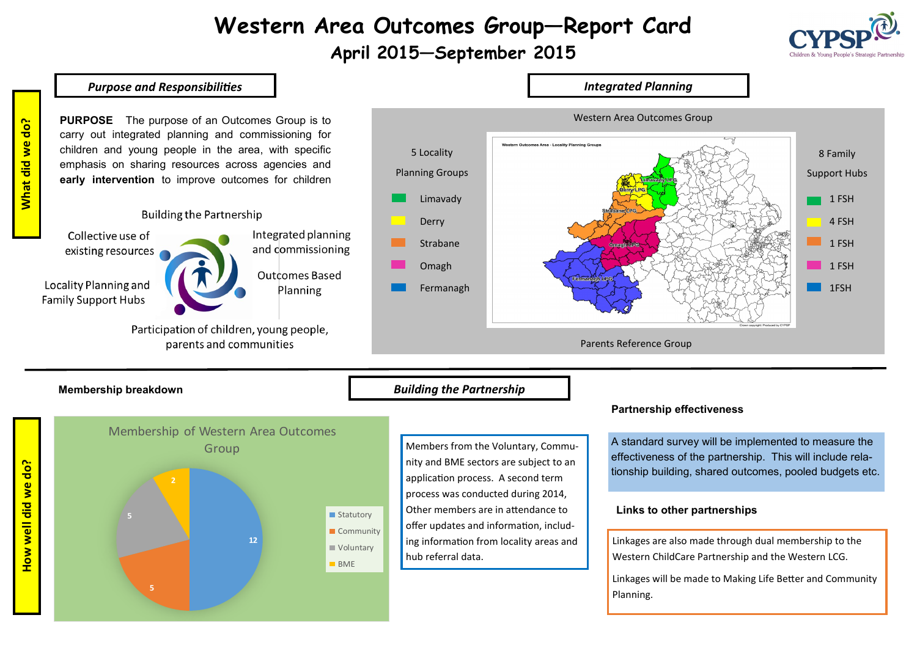# Western Area Outcomes Group—Report Card

## April 2015—September 2015

CYPSP — Children & Young People's Strategic Partnership

**What did we do?**

### *Purpose and Responsibilities*

**PURPOSE** The purpose of an Outcomes Group is to carry out integrated planning and commissioning for children and young people in the area, with specific emphasis on sharing resources across agencies and **early intervention** to improve outcomes for children

Building the Partnership

- Collective use of existing resources
- Integrated planning and commissioning
- Outcomes Based Planning
- Locality Planning and Family Support Hubs
- Participation of children, young people, parents and communities

### *Integrated Planning*

Western Area Outcomes Group

| 5 Locality Planning Groups | 8 Family Support Hubs |
|---|---|
| Limavady | 1 FSH |
| Derry | 4 FSH |
| Strabane | 1 FSH |
| Omagh | 1 FSH |
| Fermanagh | 1FSH |

Western Outcomes Area - Locality Planning Groups: Limavady LPG, Derry LPG, Strabane LPG, Omagh LPG, Fermanagh LPG

Parents Reference Group

**How well did we do?**

**Membership breakdown**

Membership of Western Area Outcomes Group

| Member type | Number |
|---|---|
| Statutory | 12 |
| Community | 5 |
| Voluntary | 5 |
| BME | 2 |

### *Building the Partnership*

Members from the Voluntary, Community and BME sectors are subject to an application process. A second term process was conducted during 2014, Other members are in attendance to offer updates and information, including information from locality areas and hub referral data.

**Partnership effectiveness**

A standard survey will be implemented to measure the effectiveness of the partnership. This will include relationship building, shared outcomes, pooled budgets etc.

**Links to other partnerships**

Linkages are also made through dual membership to the Western ChildCare Partnership and the Western LCG.

Linkages will be made to Making Life Better and Community Planning.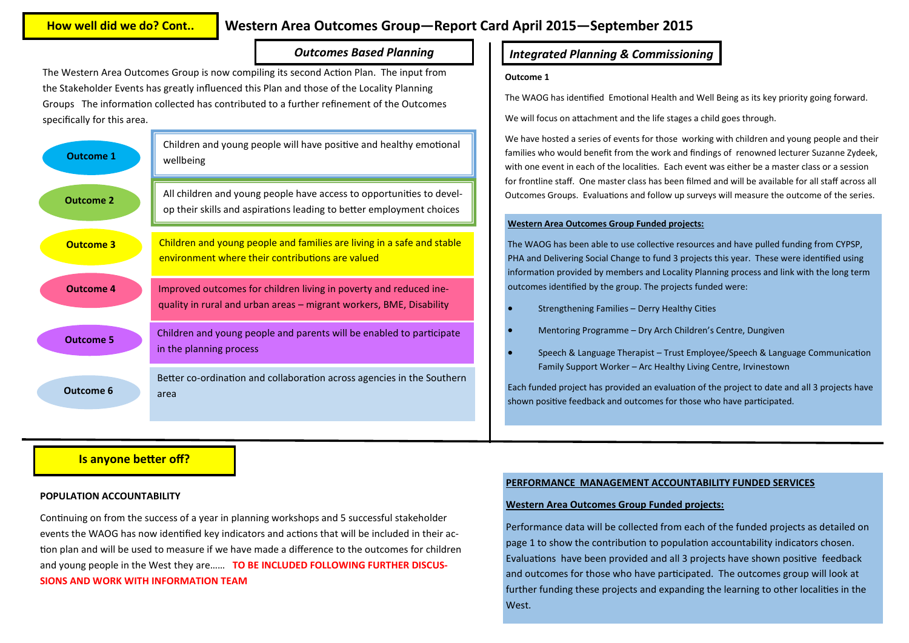**How well did we do? Cont..**

# Western Area Outcomes Group—Report Card April 2015—September 2015

## *Outcomes Based Planning*

The Western Area Outcomes Group is now compiling its second Action Plan. The input from the Stakeholder Events has greatly influenced this Plan and those of the Locality Planning Groups The information collected has contributed to a further refinement of the Outcomes specifically for this area.

| | |
|---|---|
| **Outcome 1** | Children and young people will have positive and healthy emotional wellbeing |
| **Outcome 2** | All children and young people have access to opportunities to develop their skills and aspirations leading to better employment choices |
| **Outcome 3** | Children and young people and families are living in a safe and stable environment where their contributions are valued |
| **Outcome 4** | Improved outcomes for children living in poverty and reduced inequality in rural and urban areas – migrant workers, BME, Disability |
| **Outcome 5** | Children and young people and parents will be enabled to participate in the planning process |
| **Outcome 6** | Better co-ordination and collaboration across agencies in the Southern area |

## *Integrated Planning & Commissioning*

**Outcome 1**

The WAOG has identified Emotional Health and Well Being as its key priority going forward.

We will focus on attachment and the life stages a child goes through.

We have hosted a series of events for those working with children and young people and their families who would benefit from the work and findings of renowned lecturer Suzanne Zydeek, with one event in each of the localities. Each event was either be a master class or a session for frontline staff. One master class has been filmed and will be available for all staff across all Outcomes Groups. Evaluations and follow up surveys will measure the outcome of the series.

**Western Area Outcomes Group Funded projects:**

The WAOG has been able to use collective resources and have pulled funding from CYPSP, PHA and Delivering Social Change to fund 3 projects this year. These were identified using information provided by members and Locality Planning process and link with the long term outcomes identified by the group. The projects funded were:

- Strengthening Families – Derry Healthy Cities
- Mentoring Programme – Dry Arch Children's Centre, Dungiven
- Speech & Language Therapist – Trust Employee/Speech & Language Communication Family Support Worker – Arc Healthy Living Centre, Irvinestown

Each funded project has provided an evaluation of the project to date and all 3 projects have shown positive feedback and outcomes for those who have participated.

## Is anyone better off?

**POPULATION ACCOUNTABILITY**

Continuing on from the success of a year in planning workshops and 5 successful stakeholder events the WAOG has now identified key indicators and actions that will be included in their action plan and will be used to measure if we have made a difference to the outcomes for children and young people in the West they are…… **TO BE INCLUDED FOLLOWING FURTHER DISCUSSIONS AND WORK WITH INFORMATION TEAM**

**PERFORMANCE MANAGEMENT ACCOUNTABILITY FUNDED SERVICES**

**Western Area Outcomes Group Funded projects:**

Performance data will be collected from each of the funded projects as detailed on page 1 to show the contribution to population accountability indicators chosen. Evaluations have been provided and all 3 projects have shown positive feedback and outcomes for those who have participated. The outcomes group will look at further funding these projects and expanding the learning to other localities in the West.